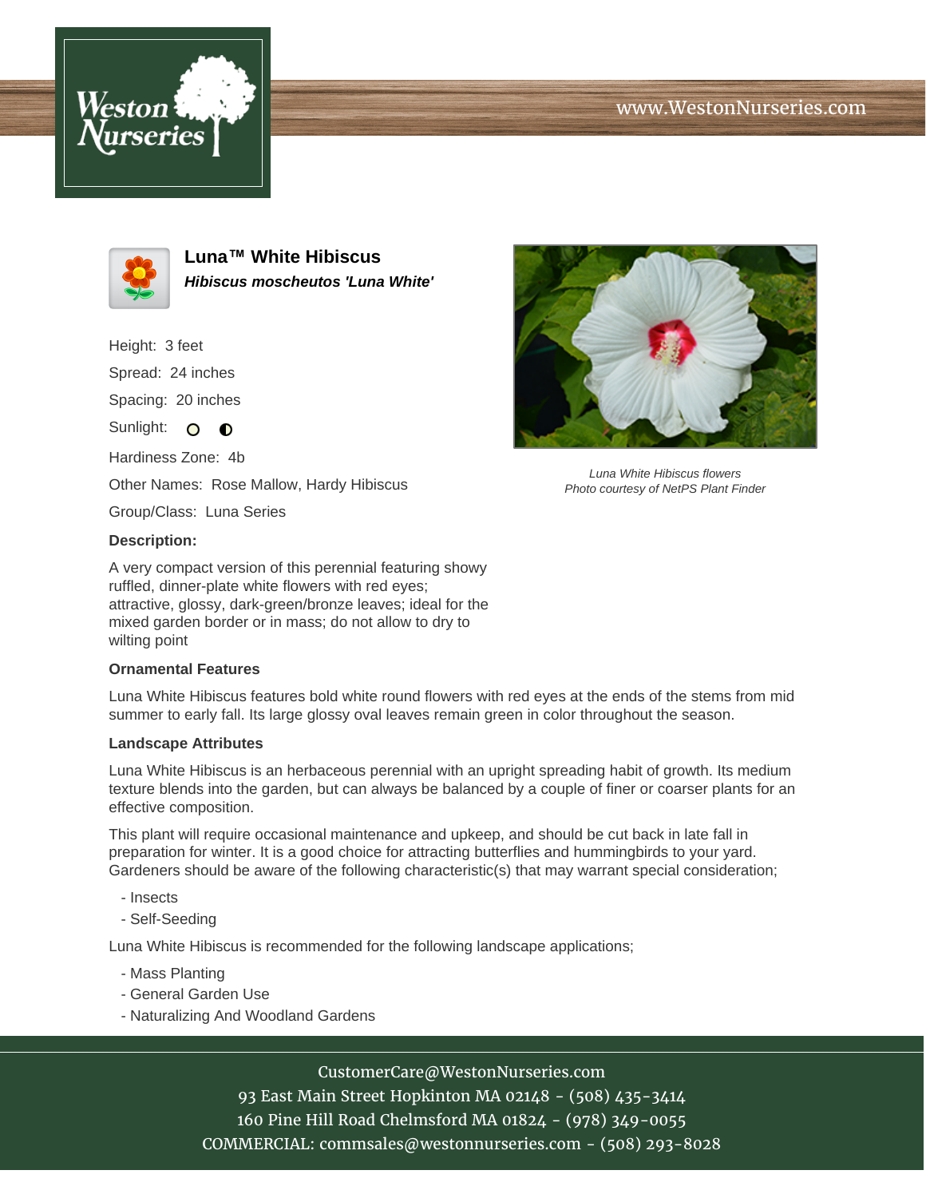# Luna™ White Hibiscus

***Hibiscus moscheutos 'Luna White'***

Height: 3 feet

Spread: 24 inches

Spacing: 20 inches

Sunlight:

Hardiness Zone: 4b

Other Names: Rose Mallow, Hardy Hibiscus

Group/Class: Luna Series

*Luna White Hibiscus flowers*
*Photo courtesy of NetPS Plant Finder*

**Description:**

A very compact version of this perennial featuring showy ruffled, dinner-plate white flowers with red eyes; attractive, glossy, dark-green/bronze leaves; ideal for the mixed garden border or in mass; do not allow to dry to wilting point

**Ornamental Features**

Luna White Hibiscus features bold white round flowers with red eyes at the ends of the stems from mid summer to early fall. Its large glossy oval leaves remain green in color throughout the season.

**Landscape Attributes**

Luna White Hibiscus is an herbaceous perennial with an upright spreading habit of growth. Its medium texture blends into the garden, but can always be balanced by a couple of finer or coarser plants for an effective composition.

This plant will require occasional maintenance and upkeep, and should be cut back in late fall in preparation for winter. It is a good choice for attracting butterflies and hummingbirds to your yard. Gardeners should be aware of the following characteristic(s) that may warrant special consideration;

- Insects
- Self-Seeding

Luna White Hibiscus is recommended for the following landscape applications;

- Mass Planting
- General Garden Use
- Naturalizing And Woodland Gardens

CustomerCare@WestonNurseries.com
93 East Main Street Hopkinton MA 02148 - (508) 435-3414
160 Pine Hill Road Chelmsford MA 01824 - (978) 349-0055
COMMERCIAL: commsales@westonnurseries.com - (508) 293-8028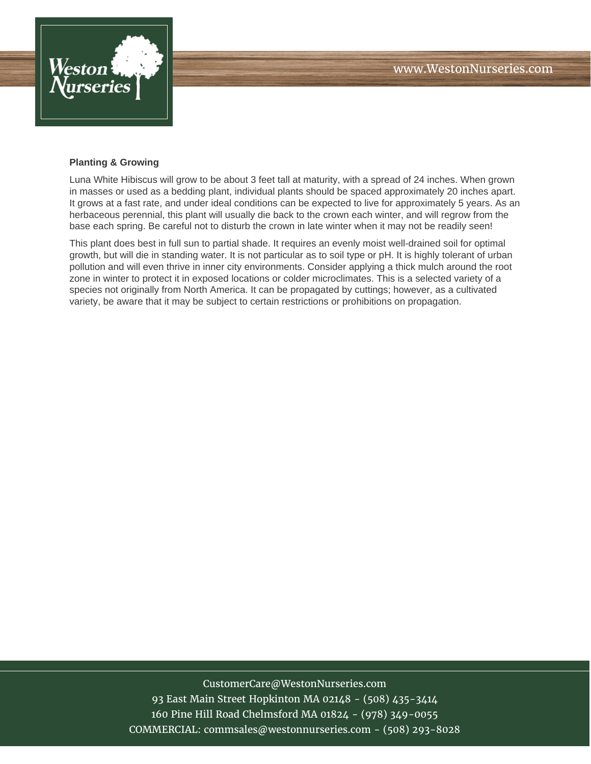### Planting & Growing

Luna White Hibiscus will grow to be about 3 feet tall at maturity, with a spread of 24 inches. When grown in masses or used as a bedding plant, individual plants should be spaced approximately 20 inches apart. It grows at a fast rate, and under ideal conditions can be expected to live for approximately 5 years. As an herbaceous perennial, this plant will usually die back to the crown each winter, and will regrow from the base each spring. Be careful not to disturb the crown in late winter when it may not be readily seen!

This plant does best in full sun to partial shade. It requires an evenly moist well-drained soil for optimal growth, but will die in standing water. It is not particular as to soil type or pH. It is highly tolerant of urban pollution and will even thrive in inner city environments. Consider applying a thick mulch around the root zone in winter to protect it in exposed locations or colder microclimates. This is a selected variety of a species not originally from North America. It can be propagated by cuttings; however, as a cultivated variety, be aware that it may be subject to certain restrictions or prohibitions on propagation.